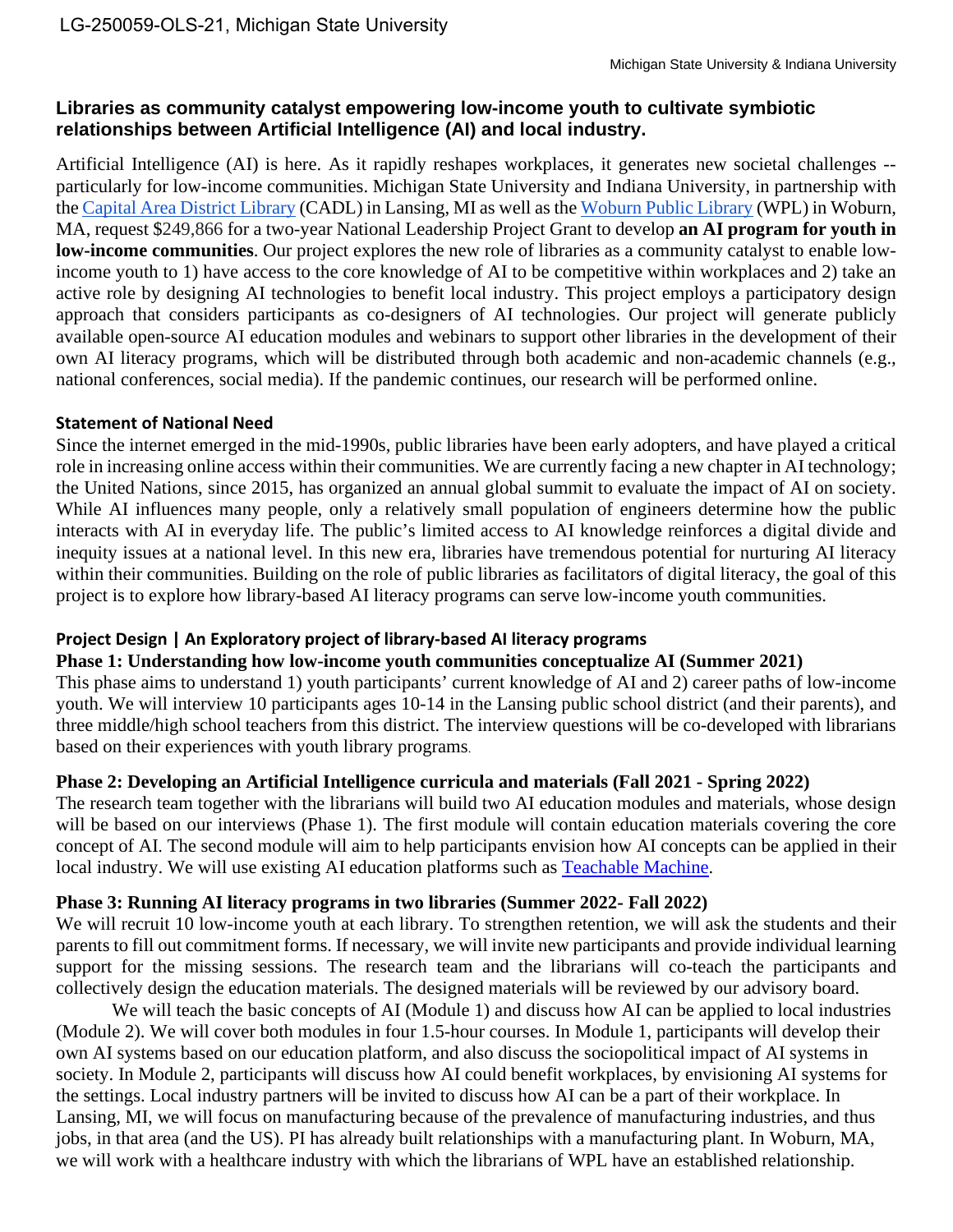## Libraries as community catalyst empowering low-income youth to cultivate symbiotic relationships between Artificial Intelligence (AI) and local industry.

Artificial Intelligence (AI) is here. As it rapidly reshapes workplaces, it generates new societal challenges -- particularly for low-income communities. Michigan State University and Indiana University, in partnership with the Capital Area District Library (CADL) in Lansing, MI as well as the Woburn Public Library (WPL) in Woburn, MA, request $249,866 for a two-year National Leadership Project Grant to develop **an AI program for youth in low-income communities**. Our project explores the new role of libraries as a community catalyst to enable low-income youth to 1) have access to the core knowledge of AI to be competitive within workplaces and 2) take an active role by designing AI technologies to benefit local industry. This project employs a participatory design approach that considers participants as co-designers of AI technologies. Our project will generate publicly available open-source AI education modules and webinars to support other libraries in the development of their own AI literacy programs, which will be distributed through both academic and non-academic channels (e.g., national conferences, social media). If the pandemic continues, our research will be performed online.

### Statement of National Need

Since the internet emerged in the mid-1990s, public libraries have been early adopters, and have played a critical role in increasing online access within their communities. We are currently facing a new chapter in AI technology; the United Nations, since 2015, has organized an annual global summit to evaluate the impact of AI on society. While AI influences many people, only a relatively small population of engineers determine how the public interacts with AI in everyday life. The public's limited access to AI knowledge reinforces a digital divide and inequity issues at a national level. In this new era, libraries have tremendous potential for nurturing AI literacy within their communities. Building on the role of public libraries as facilitators of digital literacy, the goal of this project is to explore how library-based AI literacy programs can serve low-income youth communities.

### Project Design | An Exploratory project of library-based AI literacy programs

#### Phase 1: Understanding how low-income youth communities conceptualize AI (Summer 2021)

This phase aims to understand 1) youth participants' current knowledge of AI and 2) career paths of low-income youth. We will interview 10 participants ages 10-14 in the Lansing public school district (and their parents), and three middle/high school teachers from this district. The interview questions will be co-developed with librarians based on their experiences with youth library programs.

#### Phase 2: Developing an Artificial Intelligence curricula and materials (Fall 2021 - Spring 2022)

The research team together with the librarians will build two AI education modules and materials, whose design will be based on our interviews (Phase 1). The first module will contain education materials covering the core concept of AI. The second module will aim to help participants envision how AI concepts can be applied in their local industry. We will use existing AI education platforms such as Teachable Machine.

#### Phase 3: Running AI literacy programs in two libraries (Summer 2022- Fall 2022)

We will recruit 10 low-income youth at each library. To strengthen retention, we will ask the students and their parents to fill out commitment forms. If necessary, we will invite new participants and provide individual learning support for the missing sessions. The research team and the librarians will co-teach the participants and collectively design the education materials. The designed materials will be reviewed by our advisory board.

We will teach the basic concepts of AI (Module 1) and discuss how AI can be applied to local industries (Module 2). We will cover both modules in four 1.5-hour courses. In Module 1, participants will develop their own AI systems based on our education platform, and also discuss the sociopolitical impact of AI systems in society. In Module 2, participants will discuss how AI could benefit workplaces, by envisioning AI systems for the settings. Local industry partners will be invited to discuss how AI can be a part of their workplace. In Lansing, MI, we will focus on manufacturing because of the prevalence of manufacturing industries, and thus jobs, in that area (and the US). PI has already built relationships with a manufacturing plant. In Woburn, MA, we will work with a healthcare industry with which the librarians of WPL have an established relationship.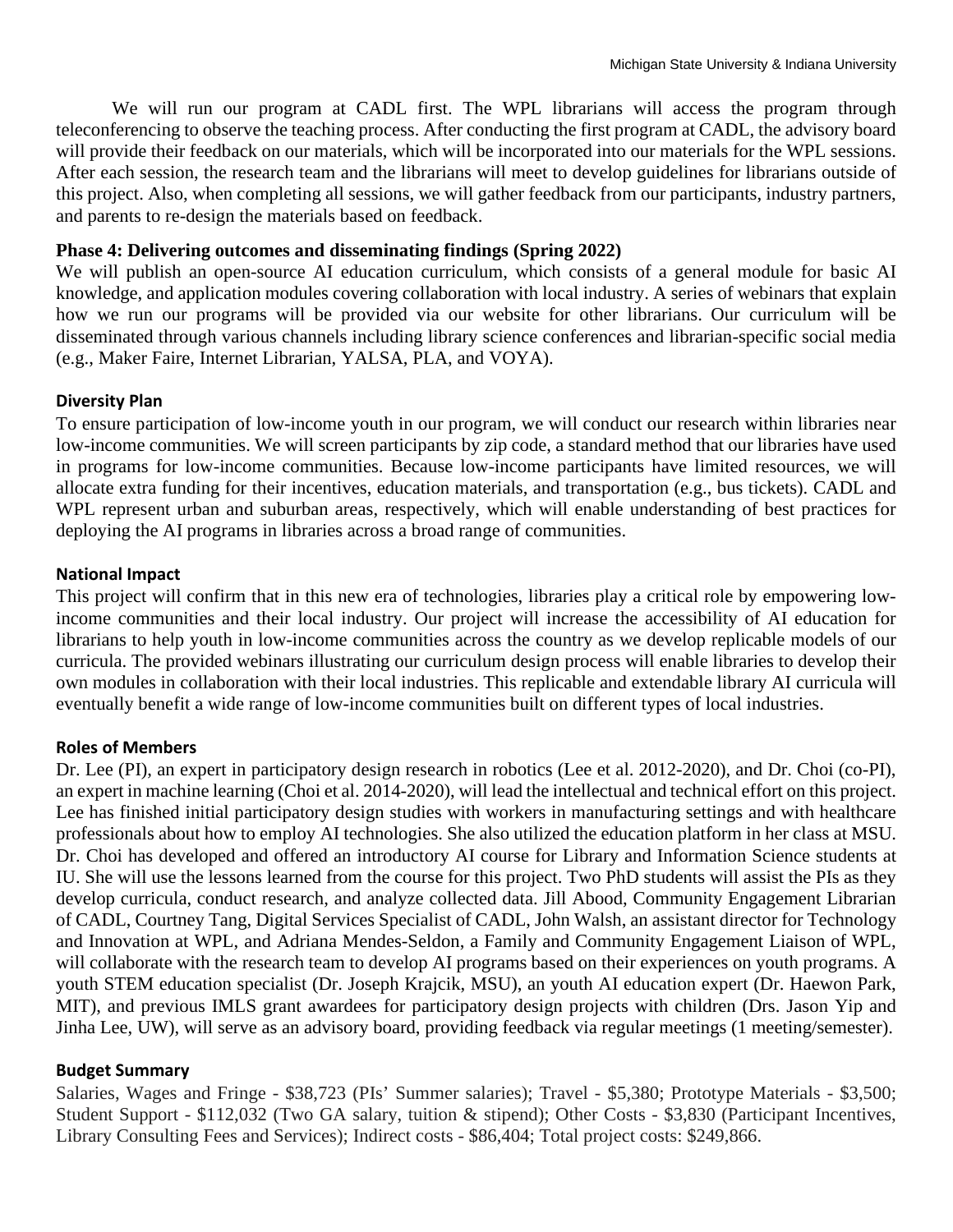We will run our program at CADL first. The WPL librarians will access the program through teleconferencing to observe the teaching process. After conducting the first program at CADL, the advisory board will provide their feedback on our materials, which will be incorporated into our materials for the WPL sessions. After each session, the research team and the librarians will meet to develop guidelines for librarians outside of this project. Also, when completing all sessions, we will gather feedback from our participants, industry partners, and parents to re-design the materials based on feedback.

**Phase 4: Delivering outcomes and disseminating findings (Spring 2022)**

We will publish an open-source AI education curriculum, which consists of a general module for basic AI knowledge, and application modules covering collaboration with local industry. A series of webinars that explain how we run our programs will be provided via our website for other librarians. Our curriculum will be disseminated through various channels including library science conferences and librarian-specific social media (e.g., Maker Faire, Internet Librarian, YALSA, PLA, and VOYA).

## Diversity Plan

To ensure participation of low-income youth in our program, we will conduct our research within libraries near low-income communities. We will screen participants by zip code, a standard method that our libraries have used in programs for low-income communities. Because low-income participants have limited resources, we will allocate extra funding for their incentives, education materials, and transportation (e.g., bus tickets). CADL and WPL represent urban and suburban areas, respectively, which will enable understanding of best practices for deploying the AI programs in libraries across a broad range of communities.

## National Impact

This project will confirm that in this new era of technologies, libraries play a critical role by empowering low-income communities and their local industry. Our project will increase the accessibility of AI education for librarians to help youth in low-income communities across the country as we develop replicable models of our curricula. The provided webinars illustrating our curriculum design process will enable libraries to develop their own modules in collaboration with their local industries. This replicable and extendable library AI curricula will eventually benefit a wide range of low-income communities built on different types of local industries.

## Roles of Members

Dr. Lee (PI), an expert in participatory design research in robotics (Lee et al. 2012-2020), and Dr. Choi (co-PI), an expert in machine learning (Choi et al. 2014-2020), will lead the intellectual and technical effort on this project. Lee has finished initial participatory design studies with workers in manufacturing settings and with healthcare professionals about how to employ AI technologies. She also utilized the education platform in her class at MSU. Dr. Choi has developed and offered an introductory AI course for Library and Information Science students at IU. She will use the lessons learned from the course for this project. Two PhD students will assist the PIs as they develop curricula, conduct research, and analyze collected data. Jill Abood, Community Engagement Librarian of CADL, Courtney Tang, Digital Services Specialist of CADL, John Walsh, an assistant director for Technology and Innovation at WPL, and Adriana Mendes-Seldon, a Family and Community Engagement Liaison of WPL, will collaborate with the research team to develop AI programs based on their experiences on youth programs. A youth STEM education specialist (Dr. Joseph Krajcik, MSU), an youth AI education expert (Dr. Haewon Park, MIT), and previous IMLS grant awardees for participatory design projects with children (Drs. Jason Yip and Jinha Lee, UW), will serve as an advisory board, providing feedback via regular meetings (1 meeting/semester).

## Budget Summary

Salaries, Wages and Fringe - $38,723 (PIs' Summer salaries); Travel - $5,380; Prototype Materials - $3,500; Student Support - $112,032 (Two GA salary, tuition & stipend); Other Costs - $3,830 (Participant Incentives, Library Consulting Fees and Services); Indirect costs - $86,404; Total project costs: $249,866.